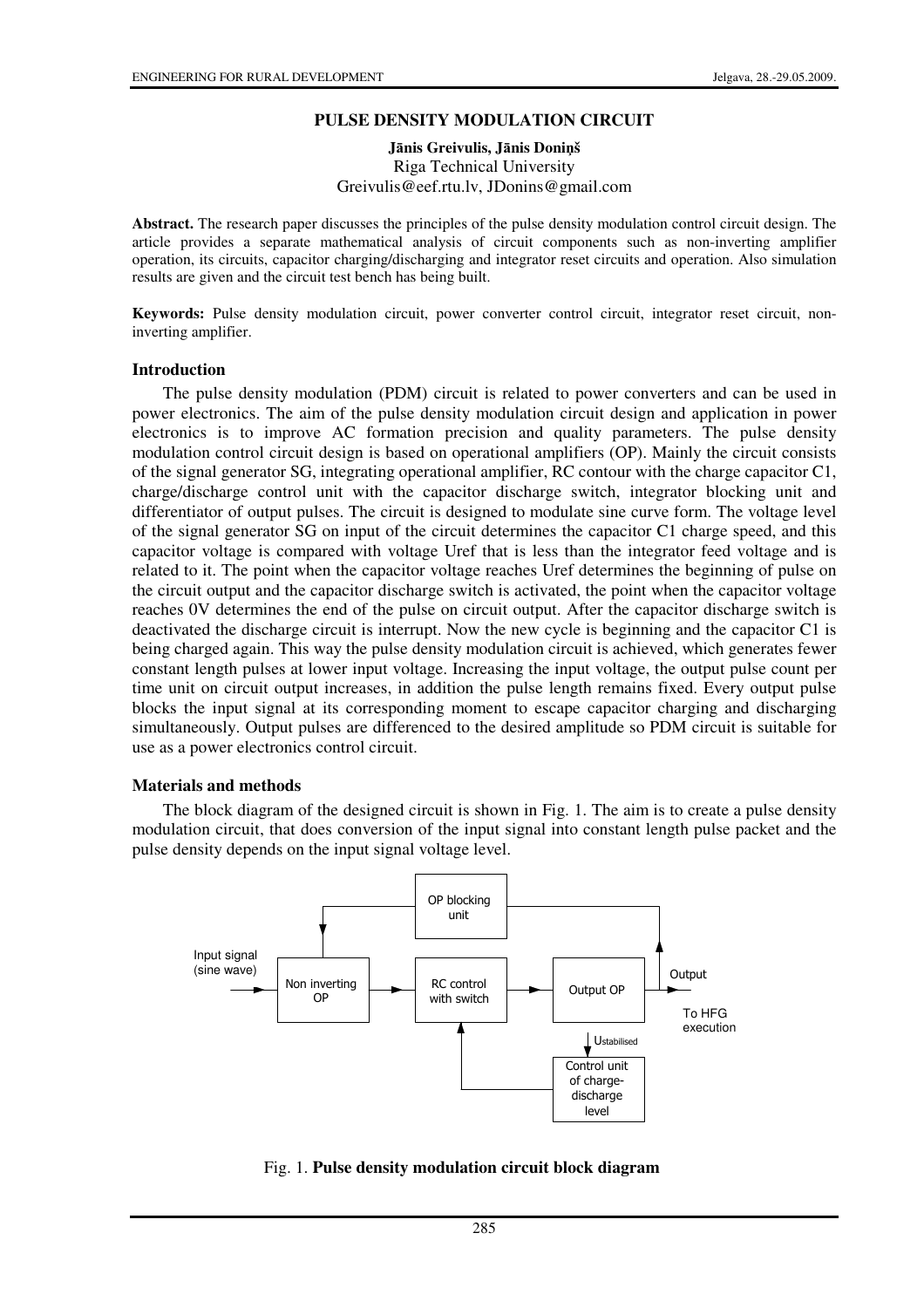# PULSE DENSITY MODULATION CIRCUIT

**Jānis Greivulis, Jānis Doniņš**
Riga Technical University
Greivulis@eef.rtu.lv, JDonins@gmail.com

**Abstract.** The research paper discusses the principles of the pulse density modulation control circuit design. The article provides a separate mathematical analysis of circuit components such as non-inverting amplifier operation, its circuits, capacitor charging/discharging and integrator reset circuits and operation. Also simulation results are given and the circuit test bench has being built.

**Keywords:** Pulse density modulation circuit, power converter control circuit, integrator reset circuit, non-inverting amplifier.

## Introduction

The pulse density modulation (PDM) circuit is related to power converters and can be used in power electronics. The aim of the pulse density modulation circuit design and application in power electronics is to improve AC formation precision and quality parameters. The pulse density modulation control circuit design is based on operational amplifiers (OP). Mainly the circuit consists of the signal generator SG, integrating operational amplifier, RC contour with the charge capacitor C1, charge/discharge control unit with the capacitor discharge switch, integrator blocking unit and differentiator of output pulses. The circuit is designed to modulate sine curve form. The voltage level of the signal generator SG on input of the circuit determines the capacitor C1 charge speed, and this capacitor voltage is compared with voltage Uref that is less than the integrator feed voltage and is related to it. The point when the capacitor voltage reaches Uref determines the beginning of pulse on the circuit output and the capacitor discharge switch is activated, the point when the capacitor voltage reaches 0V determines the end of the pulse on circuit output. After the capacitor discharge switch is deactivated the discharge circuit is interrupt. Now the new cycle is beginning and the capacitor C1 is being charged again. This way the pulse density modulation circuit is achieved, which generates fewer constant length pulses at lower input voltage. Increasing the input voltage, the output pulse count per time unit on circuit output increases, in addition the pulse length remains fixed. Every output pulse blocks the input signal at its corresponding moment to escape capacitor charging and discharging simultaneously. Output pulses are differenced to the desired amplitude so PDM circuit is suitable for use as a power electronics control circuit.

## Materials and methods

The block diagram of the designed circuit is shown in Fig. 1. The aim is to create a pulse density modulation circuit, that does conversion of the input signal into constant length pulse packet and the pulse density depends on the input signal voltage level.

Input signal (sine wave) → Non inverting OP → RC control with switch → Output OP → Output (To HFG execution); OP blocking unit; $U_{stabilised}$; Control unit of charge-discharge level

Fig. 1. **Pulse density modulation circuit block diagram**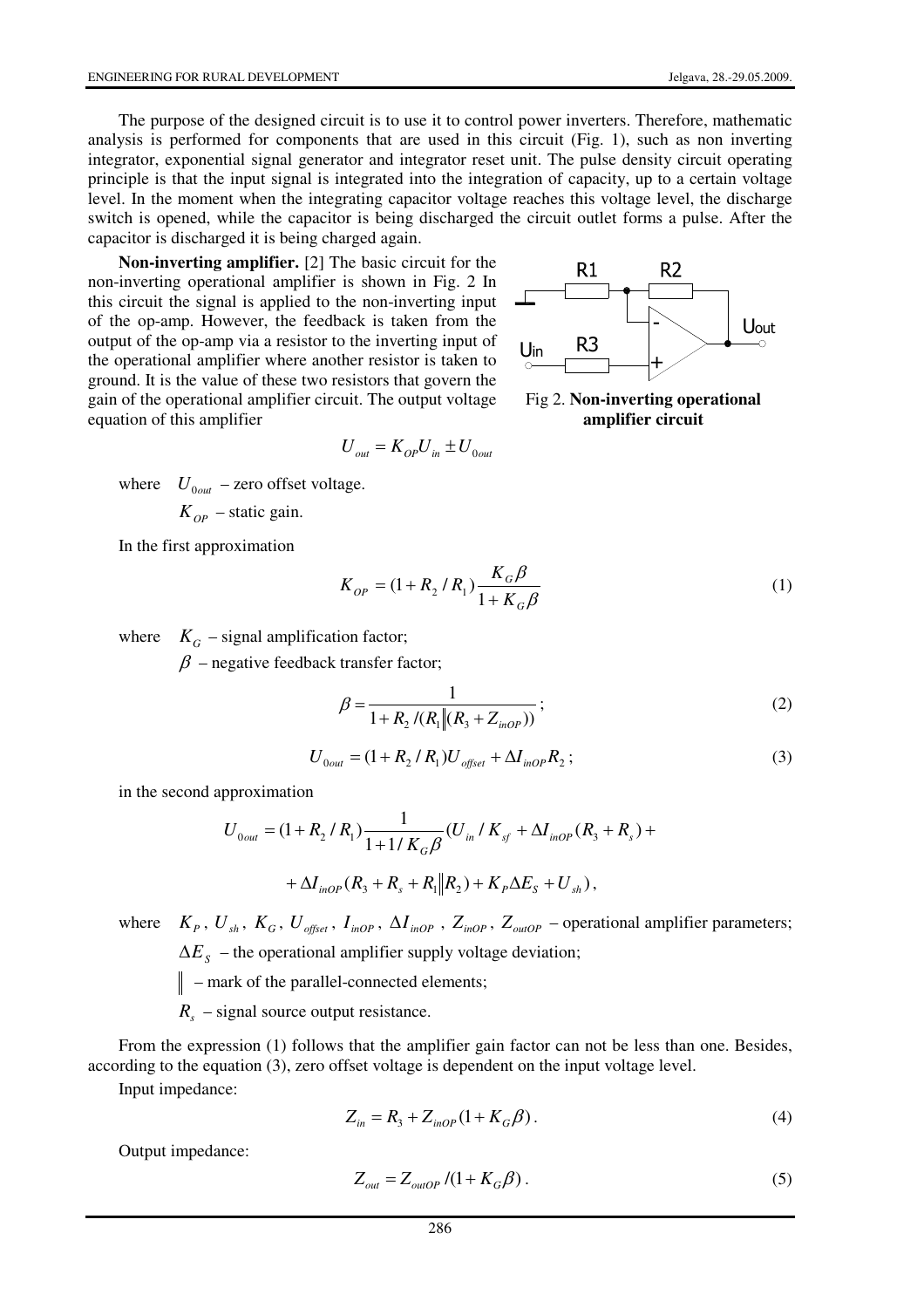The purpose of the designed circuit is to use it to control power inverters. Therefore, mathematic analysis is performed for components that are used in this circuit (Fig. 1), such as non inverting integrator, exponential signal generator and integrator reset unit. The pulse density circuit operating principle is that the input signal is integrated into the integration of capacity, up to a certain voltage level. In the moment when the integrating capacitor voltage reaches this voltage level, the discharge switch is opened, while the capacitor is being discharged the circuit outlet forms a pulse. After the capacitor is discharged it is being charged again.

**Non-inverting amplifier.** [2] The basic circuit for the non-inverting operational amplifier is shown in Fig. 2 In this circuit the signal is applied to the non-inverting input of the op-amp. However, the feedback is taken from the output of the op-amp via a resistor to the inverting input of the operational amplifier where another resistor is taken to ground. It is the value of these two resistors that govern the gain of the operational amplifier circuit. The output voltage equation of this amplifier

Fig 2. **Non-inverting operational amplifier circuit**

$$U_{out} = K_{OP} U_{in} \pm U_{0out}$$

where $U_{0out}$ – zero offset voltage.

$K_{OP}$ – static gain.

In the first approximation

$$K_{OP} = (1 + R_2 / R_1) \frac{K_G \beta}{1 + K_G \beta} \tag{1}$$

where $K_G$ – signal amplification factor;

$\beta$ – negative feedback transfer factor;

$$\beta = \frac{1}{1 + R_2 / (R_1 \| (R_3 + Z_{inOP}))}; \tag{2}$$

$$U_{0out} = (1 + R_2 / R_1) U_{offset} + \Delta I_{inOP} R_2; \tag{3}$$

in the second approximation

$$U_{0out} = (1 + R_2 / R_1) \frac{1}{1 + 1/K_G \beta} (U_{in} / K_{sf} + \Delta I_{inOP} (R_3 + R_s) +$$

$$+ \Delta I_{inOP} (R_3 + R_s + R_1 \| R_2) + K_P \Delta E_S + U_{sh}),$$

where $K_P$, $U_{sh}$, $K_G$, $U_{offset}$, $I_{inOP}$, $\Delta I_{inOP}$, $Z_{inOP}$, $Z_{outOP}$ – operational amplifier parameters;

$\Delta E_S$ – the operational amplifier supply voltage deviation;

$\|$ – mark of the parallel-connected elements;

$R_s$ – signal source output resistance.

From the expression (1) follows that the amplifier gain factor can not be less than one. Besides, according to the equation (3), zero offset voltage is dependent on the input voltage level.

Input impedance:

$$Z_{in} = R_3 + Z_{inOP} (1 + K_G \beta). \tag{4}$$

Output impedance:

$$Z_{out} = Z_{outOP} / (1 + K_G \beta). \tag{5}$$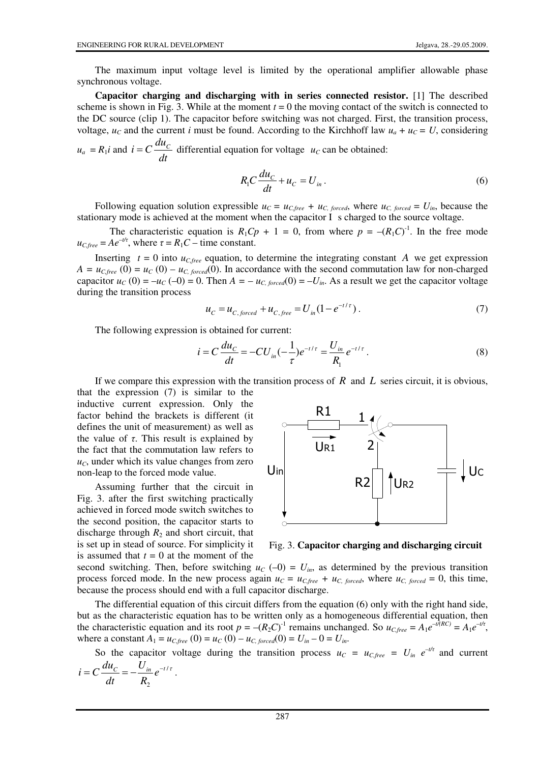The maximum input voltage level is limited by the operational amplifier allowable phase synchronous voltage.

**Capacitor charging and discharging with in series connected resistor.** [1] The described scheme is shown in Fig. 3. While at the moment $t = 0$ the moving contact of the switch is connected to the DC source (clip 1). The capacitor before switching was not charged. First, the transition process, voltage, $u_C$ and the current $i$ must be found. According to the Kirchhoff law $u_a + u_C = U$, considering $u_a = R_1 i$ and $i = C\dfrac{du_C}{dt}$ differential equation for voltage $u_C$ can be obtained:

$$R_1 C\frac{du_C}{dt} + u_C = U_{in}. \tag{6}$$

Following equation solution expressible $u_C = u_{C,free} + u_{C,\,forced}$, where $u_{C,\,forced} = U_{in}$, because the stationary mode is achieved at the moment when the capacitor I s charged to the source voltage.

The characteristic equation is $R_1Cp + 1 = 0$, from where $p = -(R_1C)^{-1}$. In the free mode $u_{C,free} = Ae^{-t/\tau}$, where $\tau = R_1C$ – time constant.

Inserting $t = 0$ into $u_{C,free}$ equation, to determine the integrating constant $A$ we get expression $A = u_{C,free}(0) = u_C(0) - u_{C,\,forced}(0)$. In accordance with the second commutation law for non-charged capacitor $u_C(0) = -u_C(-0) = 0$. Then $A = -u_{C,\,forced}(0) = -U_{in}$. As a result we get the capacitor voltage during the transition process

$$u_C = u_{C,forced} + u_{C,free} = U_{in}(1 - e^{-t/\tau}). \tag{7}$$

The following expression is obtained for current:

$$i = C\frac{du_C}{dt} = -CU_{in}(-\frac{1}{\tau})e^{-t/\tau} = \frac{U_{in}}{R_1}e^{-t/\tau}. \tag{8}$$

If we compare this expression with the transition process of $R$ and $L$ series circuit, it is obvious, that the expression (7) is similar to the inductive current expression. Only the factor behind the brackets is different (it defines the unit of measurement) as well as the value of $\tau$. This result is explained by the fact that the commutation law refers to $u_C$, under which its value changes from zero non-leap to the forced mode value.

Assuming further that the circuit in Fig. 3. after the first switching practically achieved in forced mode switch switches to the second position, the capacitor starts to discharge through $R_2$ and short circuit, that is set up in stead of source. For simplicity it is assumed that $t = 0$ at the moment of the second switching. Then, before switching $u_C(-0) = U_{in}$, as determined by the previous transition process forced mode. In the new process again $u_C = u_{C,free} + u_{C,\,forced}$, where $u_{C,\,forced} = 0$, this time, because the process should end with a full capacitor discharge.

Fig. 3. **Capacitor charging and discharging circuit**

The differential equation of this circuit differs from the equation (6) only with the right hand side, but as the characteristic equation has to be written only as a homogeneous differential equation, then the characteristic equation and its root $p = -(R_2C)^{-1}$ remains unchanged. So $u_{C,free} = A_1e^{-t/(RC)} = A_1e^{-t/\tau}$, where a constant $A_1 = u_{C,free}(0) = u_C(0) - u_{C,\,forced}(0) = U_{in} - 0 = U_{in}$.

So the capacitor voltage during the transition process $u_C = u_{C,free} = U_{in}\,e^{-t/\tau}$ and current $i = C\dfrac{du_C}{dt} = -\dfrac{U_{in}}{R_2}e^{-t/\tau}$.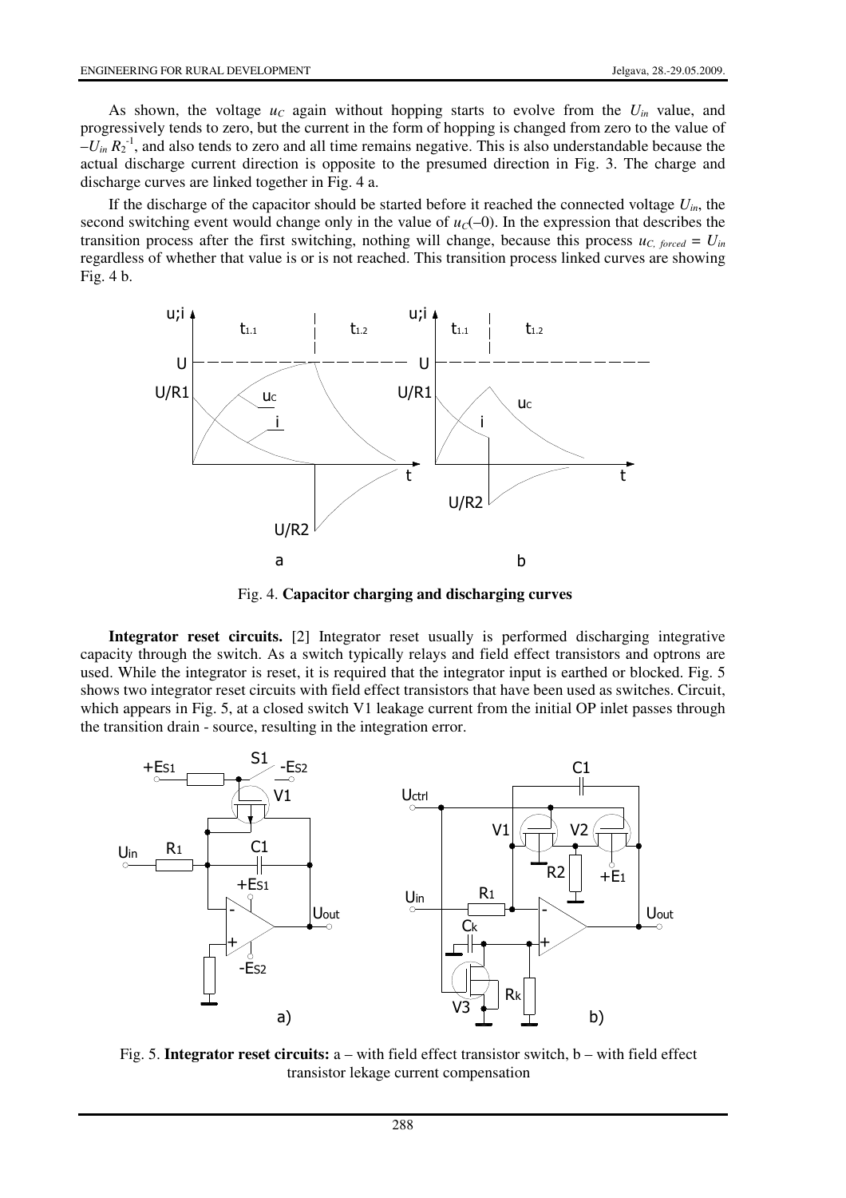As shown, the voltage $u_C$ again without hopping starts to evolve from the $U_{in}$ value, and progressively tends to zero, but the current in the form of hopping is changed from zero to the value of $-U_{in} R_2^{-1}$, and also tends to zero and all time remains negative. This is also understandable because the actual discharge current direction is opposite to the presumed direction in Fig. 3. The charge and discharge curves are linked together in Fig. 4 a.

If the discharge of the capacitor should be started before it reached the connected voltage $U_{in}$, the second switching event would change only in the value of $u_C(-0)$. In the expression that describes the transition process after the first switching, nothing will change, because this process $u_{C,\ forced} = U_{in}$ regardless of whether that value is or is not reached. This transition process linked curves are showing Fig. 4 b.

Fig. 4. **Capacitor charging and discharging curves**

**Integrator reset circuits.** [2] Integrator reset usually is performed discharging integrative capacity through the switch. As a switch typically relays and field effect transistors and optrons are used. While the integrator is reset, it is required that the integrator input is earthed or blocked. Fig. 5 shows two integrator reset circuits with field effect transistors that have been used as switches. Circuit, which appears in Fig. 5, at a closed switch V1 leakage current from the initial OP inlet passes through the transition drain - source, resulting in the integration error.

Fig. 5. **Integrator reset circuits:** a – with field effect transistor switch, b – with field effect transistor lekage current compensation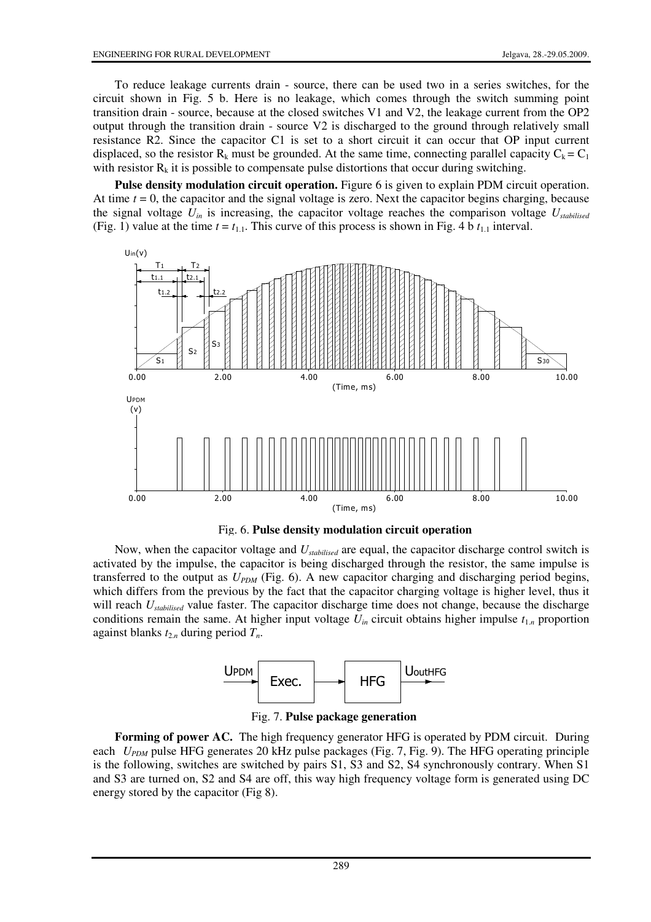To reduce leakage currents drain - source, there can be used two in a series switches, for the circuit shown in Fig. 5 b. Here is no leakage, which comes through the switch summing point transition drain - source, because at the closed switches V1 and V2, the leakage current from the OP2 output through the transition drain - source V2 is discharged to the ground through relatively small resistance R2. Since the capacitor C1 is set to a short circuit it can occur that OP input current displaced, so the resistor $R_k$ must be grounded. At the same time, connecting parallel capacity $C_k = C_1$ with resistor $R_k$ it is possible to compensate pulse distortions that occur during switching.

**Pulse density modulation circuit operation.** Figure 6 is given to explain PDM circuit operation. At time $t = 0$, the capacitor and the signal voltage is zero. Next the capacitor begins charging, because the signal voltage $U_{in}$ is increasing, the capacitor voltage reaches the comparison voltage $U_{stabilised}$ (Fig. 1) value at the time $t = t_{1.1}$. This curve of this process is shown in Fig. 4 b $t_{1.1}$ interval.

Fig. 6. **Pulse density modulation circuit operation**

Now, when the capacitor voltage and $U_{stabilised}$ are equal, the capacitor discharge control switch is activated by the impulse, the capacitor is being discharged through the resistor, the same impulse is transferred to the output as $U_{PDM}$ (Fig. 6). A new capacitor charging and discharging period begins, which differs from the previous by the fact that the capacitor charging voltage is higher level, thus it will reach $U_{stabilised}$ value faster. The capacitor discharge time does not change, because the discharge conditions remain the same. At higher input voltage $U_{in}$ circuit obtains higher impulse $t_{1.n}$ proportion against blanks $t_{2.n}$ during period $T_n$.

Fig. 7. **Pulse package generation**

**Forming of power AC.** The high frequency generator HFG is operated by PDM circuit. During each $U_{PDM}$ pulse HFG generates 20 kHz pulse packages (Fig. 7, Fig. 9). The HFG operating principle is the following, switches are switched by pairs S1, S3 and S2, S4 synchronously contrary. When S1 and S3 are turned on, S2 and S4 are off, this way high frequency voltage form is generated using DC energy stored by the capacitor (Fig 8).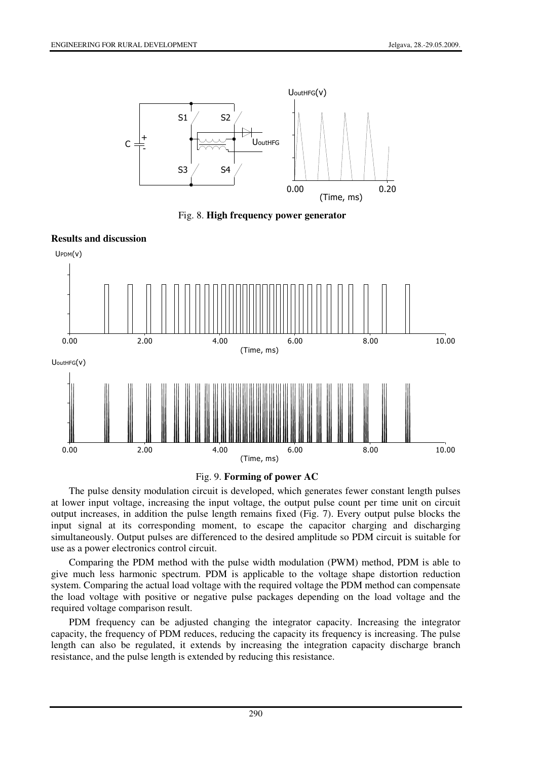Fig. 8. **High frequency power generator**

## Results and discussion

Fig. 9. **Forming of power AC**

The pulse density modulation circuit is developed, which generates fewer constant length pulses at lower input voltage, increasing the input voltage, the output pulse count per time unit on circuit output increases, in addition the pulse length remains fixed (Fig. 7). Every output pulse blocks the input signal at its corresponding moment, to escape the capacitor charging and discharging simultaneously. Output pulses are differenced to the desired amplitude so PDM circuit is suitable for use as a power electronics control circuit.

Comparing the PDM method with the pulse width modulation (PWM) method, PDM is able to give much less harmonic spectrum. PDM is applicable to the voltage shape distortion reduction system. Comparing the actual load voltage with the required voltage the PDM method can compensate the load voltage with positive or negative pulse packages depending on the load voltage and the required voltage comparison result.

PDM frequency can be adjusted changing the integrator capacity. Increasing the integrator capacity, the frequency of PDM reduces, reducing the capacity its frequency is increasing. The pulse length can also be regulated, it extends by increasing the integration capacity discharge branch resistance, and the pulse length is extended by reducing this resistance.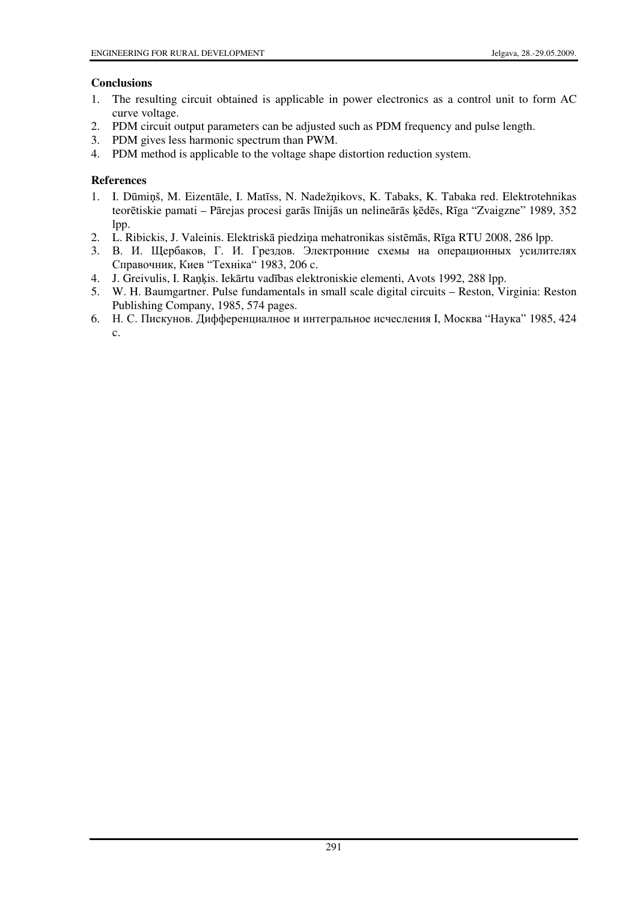## Conclusions

1. The resulting circuit obtained is applicable in power electronics as a control unit to form AC curve voltage.
2. PDM circuit output parameters can be adjusted such as PDM frequency and pulse length.
3. PDM gives less harmonic spectrum than PWM.
4. PDM method is applicable to the voltage shape distortion reduction system.

## References

1. I. Dūmiņš, M. Eizentāle, I. Matīss, N. Nadežņikovs, K. Tabaks, K. Tabaka red. Elektrotehnikas teorētiskie pamati – Pārejas procesi garās līnijās un nelineārās ķēdēs, Rīga "Zvaigzne" 1989, 352 lpp.
2. L. Ribickis, J. Valeinis. Elektriskā piedziņa mehatronikas sistēmās, Rīga RTU 2008, 286 lpp.
3. В. И. Щербаков, Г. И. Грездов. Электронние схемы на операционных усилителях Справочник, Киев "Техніка" 1983, 206 с.
4. J. Greivulis, I. Raņķis. Iekārtu vadības elektroniskie elementi, Avots 1992, 288 lpp.
5. W. H. Baumgartner. Pulse fundamentals in small scale digital circuits – Reston, Virginia: Reston Publishing Company, 1985, 574 pages.
6. Н. С. Пискунов. Дифференциалное и интегральное исчесления I, Москва "Наука" 1985, 424 с.